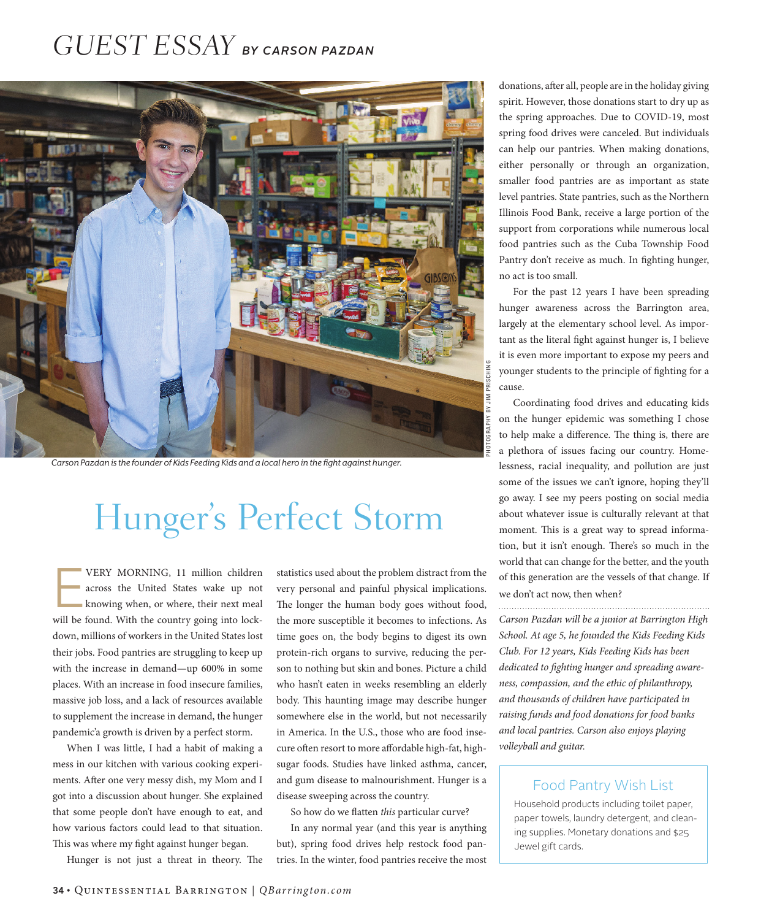# GUEST ESSAY *BY CARSON PAZDAN*

Carson Pazdan is the founder of Kids Feeding Kids and a local hero in the fight against hunger.

PHOTOGRAPHY BY JIM PRISCHING

## Hunger's Perfect Storm

EVERY MORNING, 11 million children across the United States wake up not knowing when, or where, their next meal will be found. With the country going into lockdown, millions of workers in the United States lost their jobs. Food pantries are struggling to keep up with the increase in demand—up 600% in some places. With an increase in food insecure families, massive job loss, and a lack of resources available to supplement the increase in demand, the hunger pandemic'a growth is driven by a perfect storm.

When I was little, I had a habit of making a mess in our kitchen with various cooking experiments. After one very messy dish, my Mom and I got into a discussion about hunger. She explained that some people don't have enough to eat, and how various factors could lead to that situation. This was where my fight against hunger began.

Hunger is not just a threat in theory. The statistics used about the problem distract from the very personal and painful physical implications. The longer the human body goes without food, the more susceptible it becomes to infections. As time goes on, the body begins to digest its own protein-rich organs to survive, reducing the person to nothing but skin and bones. Picture a child who hasn't eaten in weeks resembling an elderly body. This haunting image may describe hunger somewhere else in the world, but not necessarily in America. In the U.S., those who are food insecure often resort to more affordable high-fat, high-sugar foods. Studies have linked asthma, cancer, and gum disease to malnourishment. Hunger is a disease sweeping across the country.

So how do we flatten *this* particular curve?

In any normal year (and this year is anything but), spring food drives help restock food pantries. In the winter, food pantries receive the most donations, after all, people are in the holiday giving spirit. However, those donations start to dry up as the spring approaches. Due to COVID-19, most spring food drives were canceled. But individuals can help our pantries. When making donations, either personally or through an organization, smaller food pantries are as important as state level pantries. State pantries, such as the Northern Illinois Food Bank, receive a large portion of the support from corporations while numerous local food pantries such as the Cuba Township Food Pantry don't receive as much. In fighting hunger, no act is too small.

For the past 12 years I have been spreading hunger awareness across the Barrington area, largely at the elementary school level. As important as the literal fight against hunger is, I believe it is even more important to expose my peers and younger students to the principle of fighting for a cause.

Coordinating food drives and educating kids on the hunger epidemic was something I chose to help make a difference. The thing is, there are a plethora of issues facing our country. Homelessness, racial inequality, and pollution are just some of the issues we can't ignore, hoping they'll go away. I see my peers posting on social media about whatever issue is culturally relevant at that moment. This is a great way to spread information, but it isn't enough. There's so much in the world that can change for the better, and the youth of this generation are the vessels of that change. If we don't act now, then when?

*Carson Pazdan will be a junior at Barrington High School. At age 5, he founded the Kids Feeding Kids Club. For 12 years, Kids Feeding Kids has been dedicated to fighting hunger and spreading awareness, compassion, and the ethic of philanthropy, and thousands of children have participated in raising funds and food donations for food banks and local pantries. Carson also enjoys playing volleyball and guitar.*

### Food Pantry Wish List

Household products including toilet paper, paper towels, laundry detergent, and cleaning supplies. Monetary donations and $25 Jewel gift cards.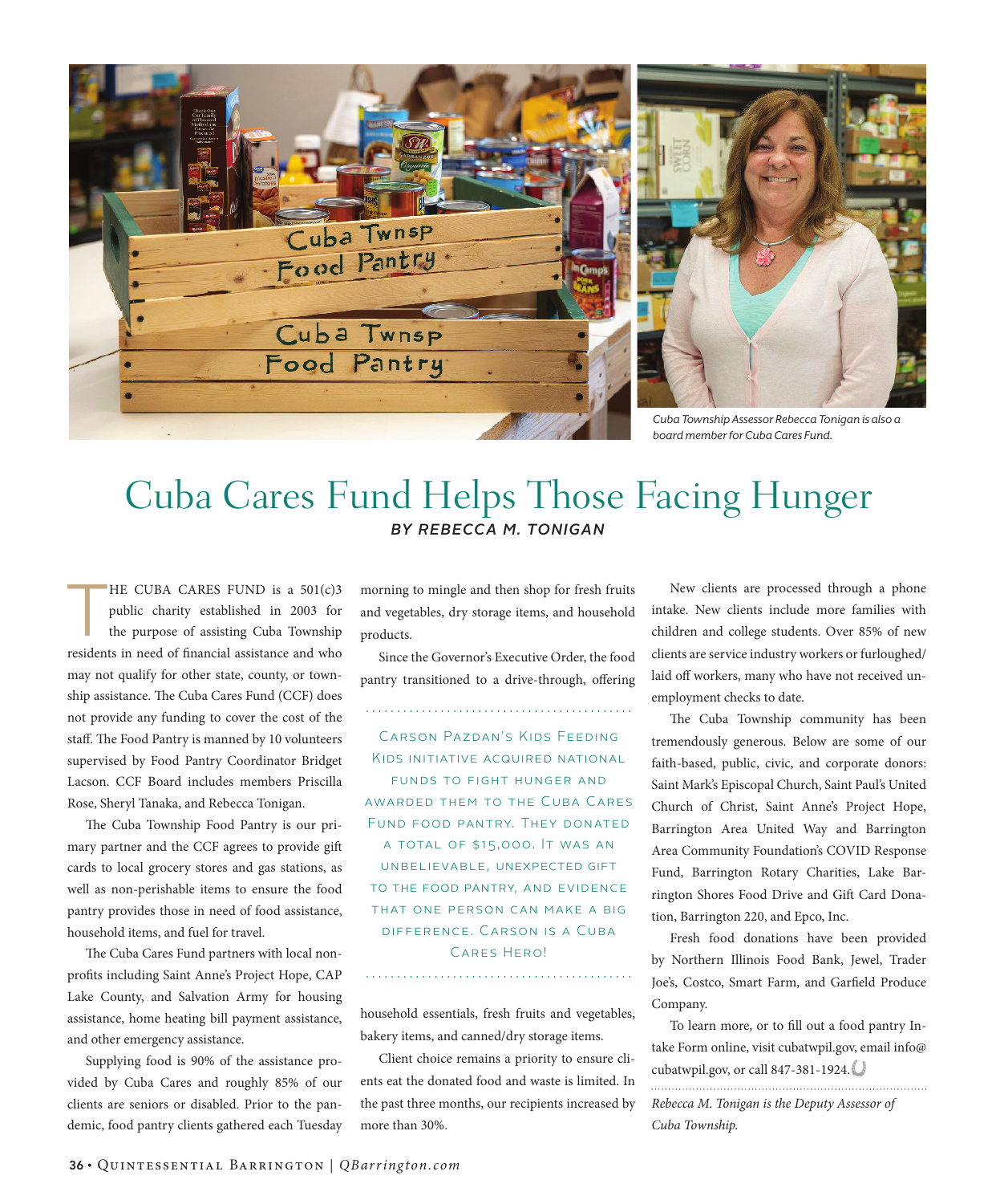Cuba Township Assessor Rebecca Tonigan is also a board member for Cuba Cares Fund.

# Cuba Cares Fund Helps Those Facing Hunger

*BY REBECCA M. TONIGAN*

THE CUBA CARES FUND is a 501(c)3 public charity established in 2003 for the purpose of assisting Cuba Township residents in need of financial assistance and who may not qualify for other state, county, or township assistance. The Cuba Cares Fund (CCF) does not provide any funding to cover the cost of the staff. The Food Pantry is manned by 10 volunteers supervised by Food Pantry Coordinator Bridget Lacson. CCF Board includes members Priscilla Rose, Sheryl Tanaka, and Rebecca Tonigan.

The Cuba Township Food Pantry is our primary partner and the CCF agrees to provide gift cards to local grocery stores and gas stations, as well as non-perishable items to ensure the food pantry provides those in need of food assistance, household items, and fuel for travel.

The Cuba Cares Fund partners with local nonprofits including Saint Anne's Project Hope, CAP Lake County, and Salvation Army for housing assistance, home heating bill payment assistance, and other emergency assistance.

Supplying food is 90% of the assistance provided by Cuba Cares and roughly 85% of our clients are seniors or disabled. Prior to the pandemic, food pantry clients gathered each Tuesday morning to mingle and then shop for fresh fruits and vegetables, dry storage items, and household products.

Since the Governor's Executive Order, the food pantry transitioned to a drive-through, offering household essentials, fresh fruits and vegetables, bakery items, and canned/dry storage items.

> Carson Pazdan's Kids Feeding Kids initiative acquired national funds to fight hunger and awarded them to the Cuba Cares Fund food pantry. They donated a total of $15,000. It was an unbelievable, unexpected gift to the food pantry, and evidence that one person can make a big difference. Carson is a Cuba Cares Hero!

Client choice remains a priority to ensure clients eat the donated food and waste is limited. In the past three months, our recipients increased by more than 30%.

New clients are processed through a phone intake. New clients include more families with children and college students. Over 85% of new clients are service industry workers or furloughed/laid off workers, many who have not received unemployment checks to date.

The Cuba Township community has been tremendously generous. Below are some of our faith-based, public, civic, and corporate donors: Saint Mark's Episcopal Church, Saint Paul's United Church of Christ, Saint Anne's Project Hope, Barrington Area United Way and Barrington Area Community Foundation's COVID Response Fund, Barrington Rotary Charities, Lake Barrington Shores Food Drive and Gift Card Donation, Barrington 220, and Epco, Inc.

Fresh food donations have been provided by Northern Illinois Food Bank, Jewel, Trader Joe's, Costco, Smart Farm, and Garfield Produce Company.

To learn more, or to fill out a food pantry Intake Form online, visit cubatwpil.gov, email info@cubatwpil.gov, or call 847-381-1924.

*Rebecca M. Tonigan is the Deputy Assessor of Cuba Township.*